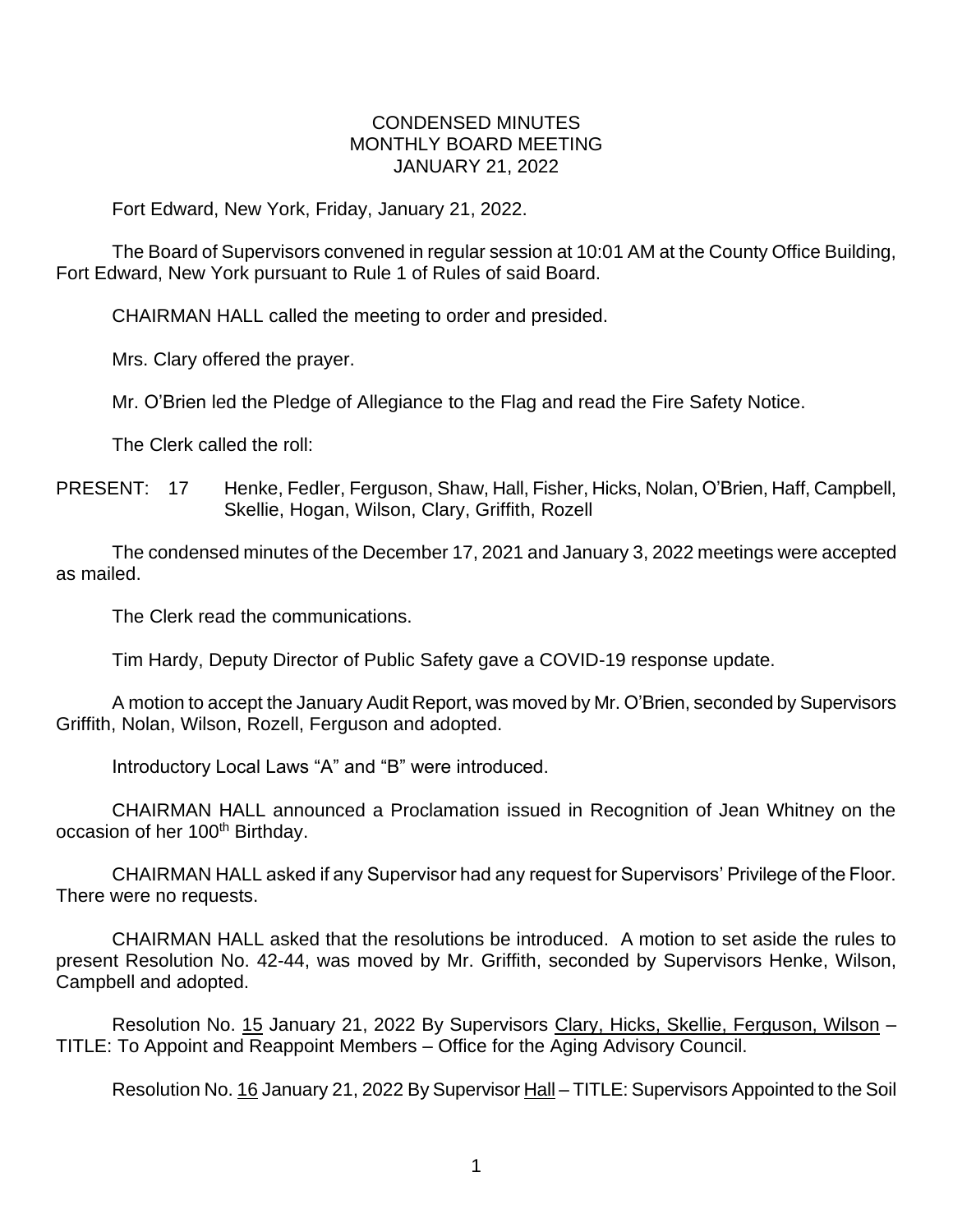# CONDENSED MINUTES
## MONTHLY BOARD MEETING
## JANUARY 21, 2022

Fort Edward, New York, Friday, January 21, 2022.

The Board of Supervisors convened in regular session at 10:01 AM at the County Office Building, Fort Edward, New York pursuant to Rule 1 of Rules of said Board.

CHAIRMAN HALL called the meeting to order and presided.

Mrs. Clary offered the prayer.

Mr. O'Brien led the Pledge of Allegiance to the Flag and read the Fire Safety Notice.

The Clerk called the roll:

PRESENT: 17 Henke, Fedler, Ferguson, Shaw, Hall, Fisher, Hicks, Nolan, O'Brien, Haff, Campbell, Skellie, Hogan, Wilson, Clary, Griffith, Rozell

The condensed minutes of the December 17, 2021 and January 3, 2022 meetings were accepted as mailed.

The Clerk read the communications.

Tim Hardy, Deputy Director of Public Safety gave a COVID-19 response update.

A motion to accept the January Audit Report, was moved by Mr. O'Brien, seconded by Supervisors Griffith, Nolan, Wilson, Rozell, Ferguson and adopted.

Introductory Local Laws "A" and "B" were introduced.

CHAIRMAN HALL announced a Proclamation issued in Recognition of Jean Whitney on the occasion of her 100th Birthday.

CHAIRMAN HALL asked if any Supervisor had any request for Supervisors' Privilege of the Floor. There were no requests.

CHAIRMAN HALL asked that the resolutions be introduced. A motion to set aside the rules to present Resolution No. 42-44, was moved by Mr. Griffith, seconded by Supervisors Henke, Wilson, Campbell and adopted.

Resolution No. 15 January 21, 2022 By Supervisors Clary, Hicks, Skellie, Ferguson, Wilson – TITLE: To Appoint and Reappoint Members – Office for the Aging Advisory Council.

Resolution No. 16 January 21, 2022 By Supervisor Hall – TITLE: Supervisors Appointed to the Soil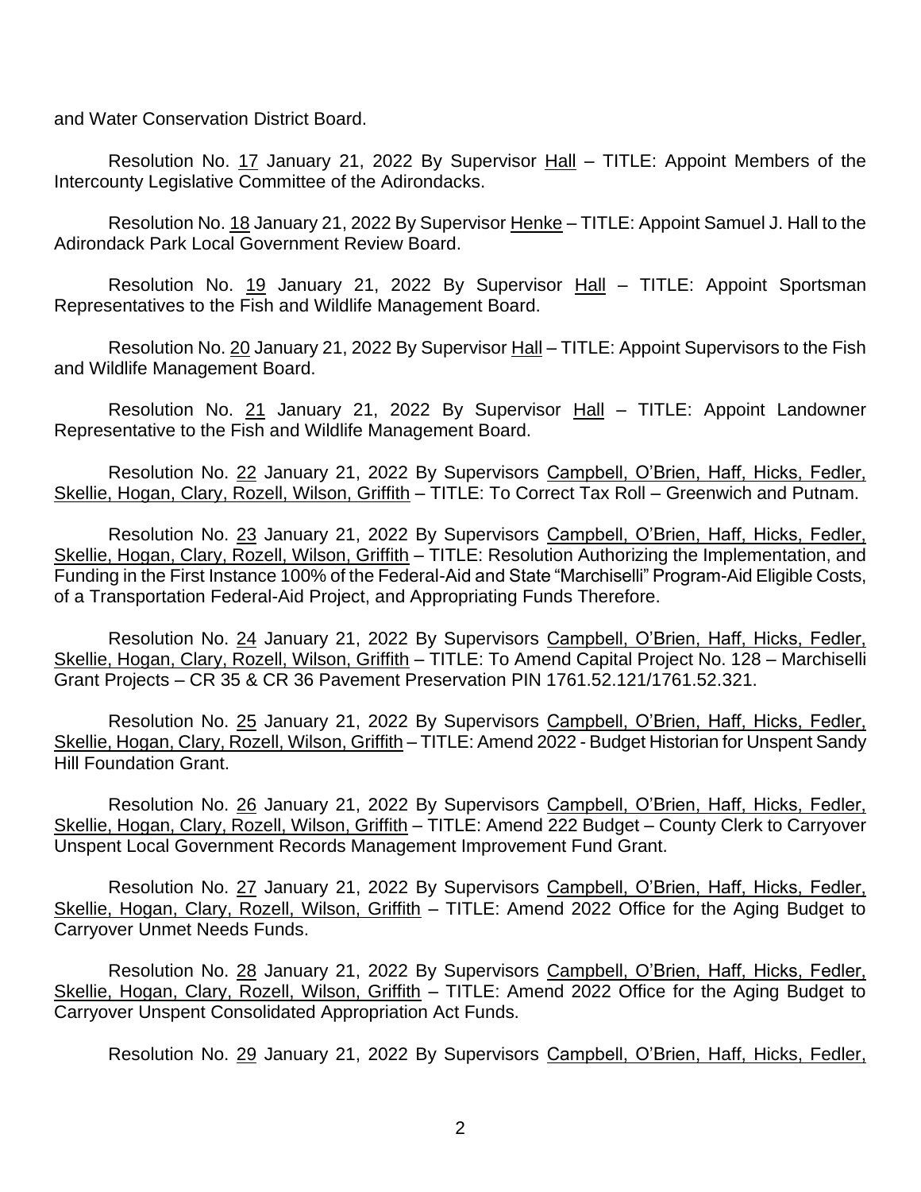and Water Conservation District Board.

Resolution No. 17 January 21, 2022 By Supervisor Hall – TITLE: Appoint Members of the Intercounty Legislative Committee of the Adirondacks.

Resolution No. 18 January 21, 2022 By Supervisor Henke – TITLE: Appoint Samuel J. Hall to the Adirondack Park Local Government Review Board.

Resolution No. 19 January 21, 2022 By Supervisor Hall – TITLE: Appoint Sportsman Representatives to the Fish and Wildlife Management Board.

Resolution No. 20 January 21, 2022 By Supervisor Hall – TITLE: Appoint Supervisors to the Fish and Wildlife Management Board.

Resolution No. 21 January 21, 2022 By Supervisor Hall – TITLE: Appoint Landowner Representative to the Fish and Wildlife Management Board.

Resolution No. 22 January 21, 2022 By Supervisors Campbell, O'Brien, Haff, Hicks, Fedler, Skellie, Hogan, Clary, Rozell, Wilson, Griffith – TITLE: To Correct Tax Roll – Greenwich and Putnam.

Resolution No. 23 January 21, 2022 By Supervisors Campbell, O'Brien, Haff, Hicks, Fedler, Skellie, Hogan, Clary, Rozell, Wilson, Griffith – TITLE: Resolution Authorizing the Implementation, and Funding in the First Instance 100% of the Federal-Aid and State "Marchiselli" Program-Aid Eligible Costs, of a Transportation Federal-Aid Project, and Appropriating Funds Therefore.

Resolution No. 24 January 21, 2022 By Supervisors Campbell, O'Brien, Haff, Hicks, Fedler, Skellie, Hogan, Clary, Rozell, Wilson, Griffith – TITLE: To Amend Capital Project No. 128 – Marchiselli Grant Projects – CR 35 & CR 36 Pavement Preservation PIN 1761.52.121/1761.52.321.

Resolution No. 25 January 21, 2022 By Supervisors Campbell, O'Brien, Haff, Hicks, Fedler, Skellie, Hogan, Clary, Rozell, Wilson, Griffith – TITLE: Amend 2022 - Budget Historian for Unspent Sandy Hill Foundation Grant.

Resolution No. 26 January 21, 2022 By Supervisors Campbell, O'Brien, Haff, Hicks, Fedler, Skellie, Hogan, Clary, Rozell, Wilson, Griffith – TITLE: Amend 222 Budget – County Clerk to Carryover Unspent Local Government Records Management Improvement Fund Grant.

Resolution No. 27 January 21, 2022 By Supervisors Campbell, O'Brien, Haff, Hicks, Fedler, Skellie, Hogan, Clary, Rozell, Wilson, Griffith – TITLE: Amend 2022 Office for the Aging Budget to Carryover Unmet Needs Funds.

Resolution No. 28 January 21, 2022 By Supervisors Campbell, O'Brien, Haff, Hicks, Fedler, Skellie, Hogan, Clary, Rozell, Wilson, Griffith – TITLE: Amend 2022 Office for the Aging Budget to Carryover Unspent Consolidated Appropriation Act Funds.

Resolution No. 29 January 21, 2022 By Supervisors Campbell, O'Brien, Haff, Hicks, Fedler,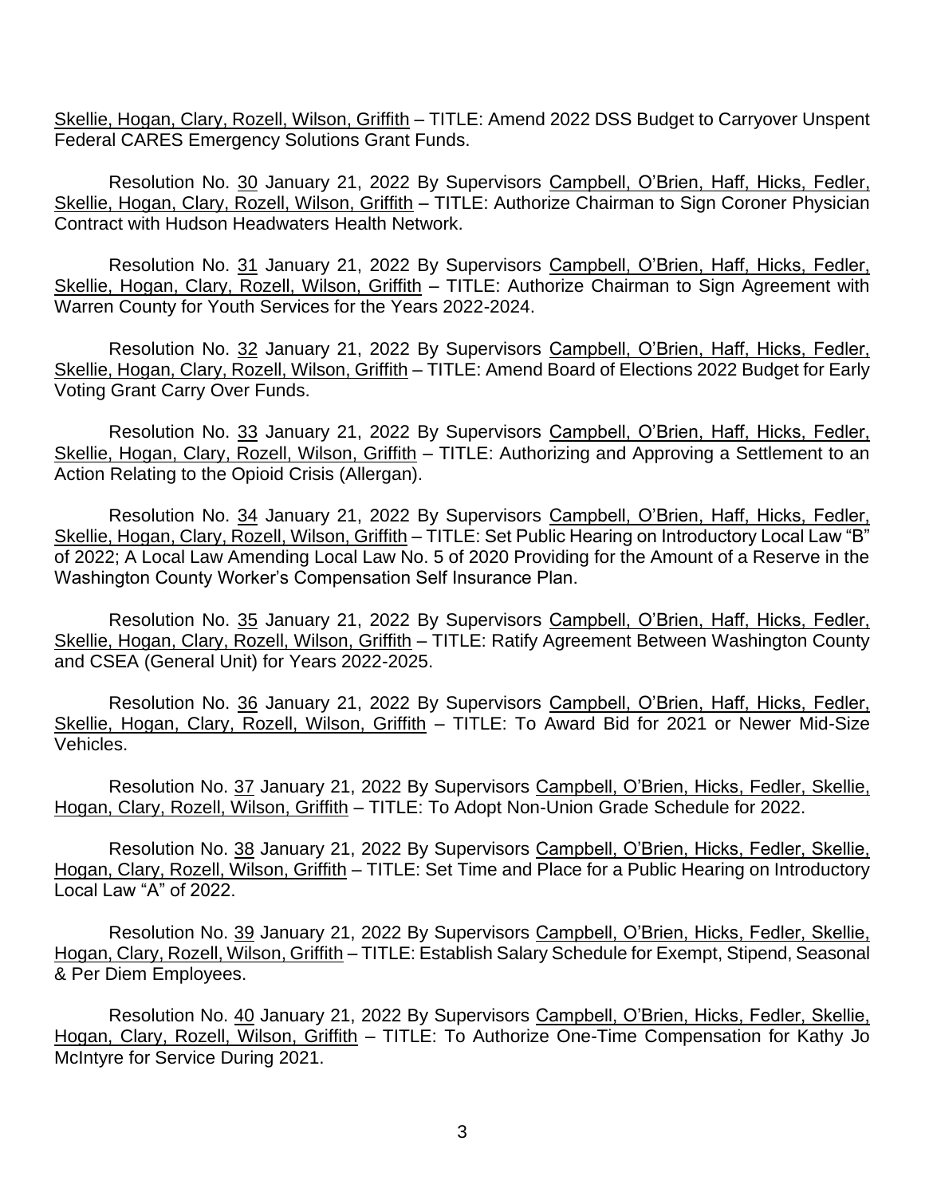Skellie, Hogan, Clary, Rozell, Wilson, Griffith – TITLE: Amend 2022 DSS Budget to Carryover Unspent Federal CARES Emergency Solutions Grant Funds.

Resolution No. 30 January 21, 2022 By Supervisors Campbell, O'Brien, Haff, Hicks, Fedler, Skellie, Hogan, Clary, Rozell, Wilson, Griffith – TITLE: Authorize Chairman to Sign Coroner Physician Contract with Hudson Headwaters Health Network.

Resolution No. 31 January 21, 2022 By Supervisors Campbell, O'Brien, Haff, Hicks, Fedler, Skellie, Hogan, Clary, Rozell, Wilson, Griffith – TITLE: Authorize Chairman to Sign Agreement with Warren County for Youth Services for the Years 2022-2024.

Resolution No. 32 January 21, 2022 By Supervisors Campbell, O'Brien, Haff, Hicks, Fedler, Skellie, Hogan, Clary, Rozell, Wilson, Griffith – TITLE: Amend Board of Elections 2022 Budget for Early Voting Grant Carry Over Funds.

Resolution No. 33 January 21, 2022 By Supervisors Campbell, O'Brien, Haff, Hicks, Fedler, Skellie, Hogan, Clary, Rozell, Wilson, Griffith – TITLE: Authorizing and Approving a Settlement to an Action Relating to the Opioid Crisis (Allergan).

Resolution No. 34 January 21, 2022 By Supervisors Campbell, O'Brien, Haff, Hicks, Fedler, Skellie, Hogan, Clary, Rozell, Wilson, Griffith – TITLE: Set Public Hearing on Introductory Local Law "B" of 2022; A Local Law Amending Local Law No. 5 of 2020 Providing for the Amount of a Reserve in the Washington County Worker's Compensation Self Insurance Plan.

Resolution No. 35 January 21, 2022 By Supervisors Campbell, O'Brien, Haff, Hicks, Fedler, Skellie, Hogan, Clary, Rozell, Wilson, Griffith – TITLE: Ratify Agreement Between Washington County and CSEA (General Unit) for Years 2022-2025.

Resolution No. 36 January 21, 2022 By Supervisors Campbell, O'Brien, Haff, Hicks, Fedler, Skellie, Hogan, Clary, Rozell, Wilson, Griffith – TITLE: To Award Bid for 2021 or Newer Mid-Size Vehicles.

Resolution No. 37 January 21, 2022 By Supervisors Campbell, O'Brien, Hicks, Fedler, Skellie, Hogan, Clary, Rozell, Wilson, Griffith – TITLE: To Adopt Non-Union Grade Schedule for 2022.

Resolution No. 38 January 21, 2022 By Supervisors Campbell, O'Brien, Hicks, Fedler, Skellie, Hogan, Clary, Rozell, Wilson, Griffith – TITLE: Set Time and Place for a Public Hearing on Introductory Local Law "A" of 2022.

Resolution No. 39 January 21, 2022 By Supervisors Campbell, O'Brien, Hicks, Fedler, Skellie, Hogan, Clary, Rozell, Wilson, Griffith – TITLE: Establish Salary Schedule for Exempt, Stipend, Seasonal & Per Diem Employees.

Resolution No. 40 January 21, 2022 By Supervisors Campbell, O'Brien, Hicks, Fedler, Skellie, Hogan, Clary, Rozell, Wilson, Griffith – TITLE: To Authorize One-Time Compensation for Kathy Jo McIntyre for Service During 2021.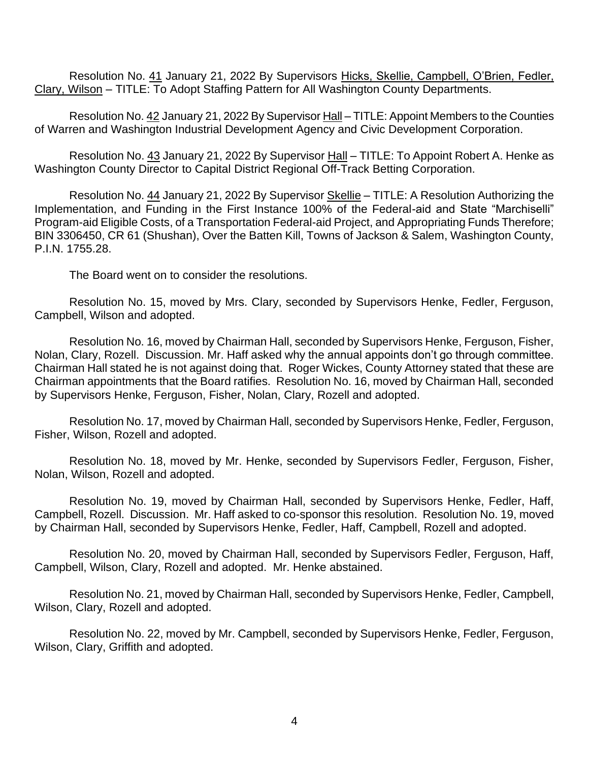Resolution No. 41 January 21, 2022 By Supervisors Hicks, Skellie, Campbell, O'Brien, Fedler, Clary, Wilson – TITLE: To Adopt Staffing Pattern for All Washington County Departments.

Resolution No. 42 January 21, 2022 By Supervisor Hall – TITLE: Appoint Members to the Counties of Warren and Washington Industrial Development Agency and Civic Development Corporation.

Resolution No. 43 January 21, 2022 By Supervisor Hall – TITLE: To Appoint Robert A. Henke as Washington County Director to Capital District Regional Off-Track Betting Corporation.

Resolution No. 44 January 21, 2022 By Supervisor Skellie – TITLE: A Resolution Authorizing the Implementation, and Funding in the First Instance 100% of the Federal-aid and State "Marchiselli" Program-aid Eligible Costs, of a Transportation Federal-aid Project, and Appropriating Funds Therefore; BIN 3306450, CR 61 (Shushan), Over the Batten Kill, Towns of Jackson & Salem, Washington County, P.I.N. 1755.28.

The Board went on to consider the resolutions.

Resolution No. 15, moved by Mrs. Clary, seconded by Supervisors Henke, Fedler, Ferguson, Campbell, Wilson and adopted.

Resolution No. 16, moved by Chairman Hall, seconded by Supervisors Henke, Ferguson, Fisher, Nolan, Clary, Rozell. Discussion. Mr. Haff asked why the annual appoints don't go through committee. Chairman Hall stated he is not against doing that. Roger Wickes, County Attorney stated that these are Chairman appointments that the Board ratifies. Resolution No. 16, moved by Chairman Hall, seconded by Supervisors Henke, Ferguson, Fisher, Nolan, Clary, Rozell and adopted.

Resolution No. 17, moved by Chairman Hall, seconded by Supervisors Henke, Fedler, Ferguson, Fisher, Wilson, Rozell and adopted.

Resolution No. 18, moved by Mr. Henke, seconded by Supervisors Fedler, Ferguson, Fisher, Nolan, Wilson, Rozell and adopted.

Resolution No. 19, moved by Chairman Hall, seconded by Supervisors Henke, Fedler, Haff, Campbell, Rozell. Discussion. Mr. Haff asked to co-sponsor this resolution. Resolution No. 19, moved by Chairman Hall, seconded by Supervisors Henke, Fedler, Haff, Campbell, Rozell and adopted.

Resolution No. 20, moved by Chairman Hall, seconded by Supervisors Fedler, Ferguson, Haff, Campbell, Wilson, Clary, Rozell and adopted. Mr. Henke abstained.

Resolution No. 21, moved by Chairman Hall, seconded by Supervisors Henke, Fedler, Campbell, Wilson, Clary, Rozell and adopted.

Resolution No. 22, moved by Mr. Campbell, seconded by Supervisors Henke, Fedler, Ferguson, Wilson, Clary, Griffith and adopted.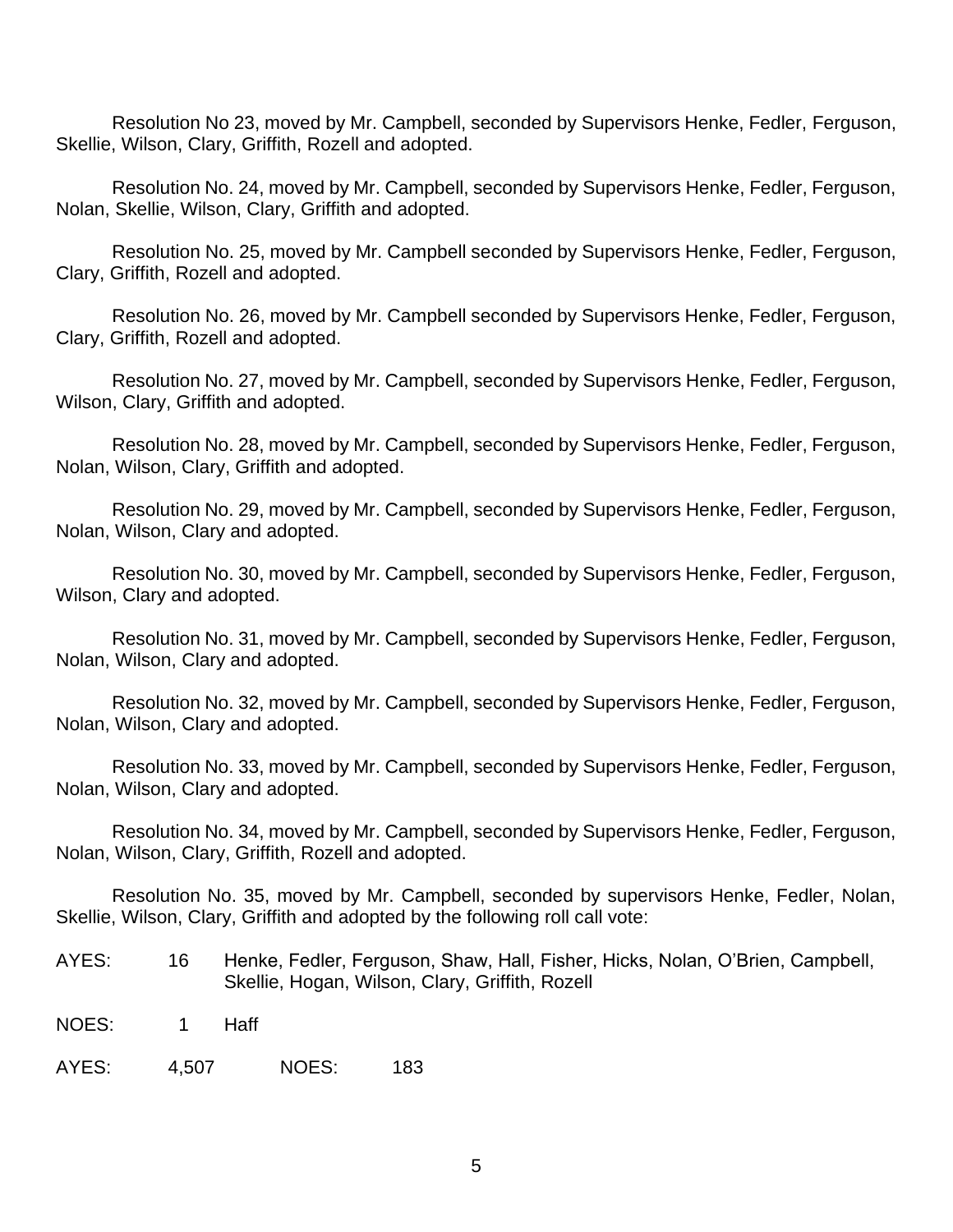Resolution No 23, moved by Mr. Campbell, seconded by Supervisors Henke, Fedler, Ferguson, Skellie, Wilson, Clary, Griffith, Rozell and adopted.

Resolution No. 24, moved by Mr. Campbell, seconded by Supervisors Henke, Fedler, Ferguson, Nolan, Skellie, Wilson, Clary, Griffith and adopted.

Resolution No. 25, moved by Mr. Campbell seconded by Supervisors Henke, Fedler, Ferguson, Clary, Griffith, Rozell and adopted.

Resolution No. 26, moved by Mr. Campbell seconded by Supervisors Henke, Fedler, Ferguson, Clary, Griffith, Rozell and adopted.

Resolution No. 27, moved by Mr. Campbell, seconded by Supervisors Henke, Fedler, Ferguson, Wilson, Clary, Griffith and adopted.

Resolution No. 28, moved by Mr. Campbell, seconded by Supervisors Henke, Fedler, Ferguson, Nolan, Wilson, Clary, Griffith and adopted.

Resolution No. 29, moved by Mr. Campbell, seconded by Supervisors Henke, Fedler, Ferguson, Nolan, Wilson, Clary and adopted.

Resolution No. 30, moved by Mr. Campbell, seconded by Supervisors Henke, Fedler, Ferguson, Wilson, Clary and adopted.

Resolution No. 31, moved by Mr. Campbell, seconded by Supervisors Henke, Fedler, Ferguson, Nolan, Wilson, Clary and adopted.

Resolution No. 32, moved by Mr. Campbell, seconded by Supervisors Henke, Fedler, Ferguson, Nolan, Wilson, Clary and adopted.

Resolution No. 33, moved by Mr. Campbell, seconded by Supervisors Henke, Fedler, Ferguson, Nolan, Wilson, Clary and adopted.

Resolution No. 34, moved by Mr. Campbell, seconded by Supervisors Henke, Fedler, Ferguson, Nolan, Wilson, Clary, Griffith, Rozell and adopted.

Resolution No. 35, moved by Mr. Campbell, seconded by supervisors Henke, Fedler, Nolan, Skellie, Wilson, Clary, Griffith and adopted by the following roll call vote:

AYES: 16 Henke, Fedler, Ferguson, Shaw, Hall, Fisher, Hicks, Nolan, O'Brien, Campbell, Skellie, Hogan, Wilson, Clary, Griffith, Rozell

NOES: 1 Haff

AYES: 4,507 NOES: 183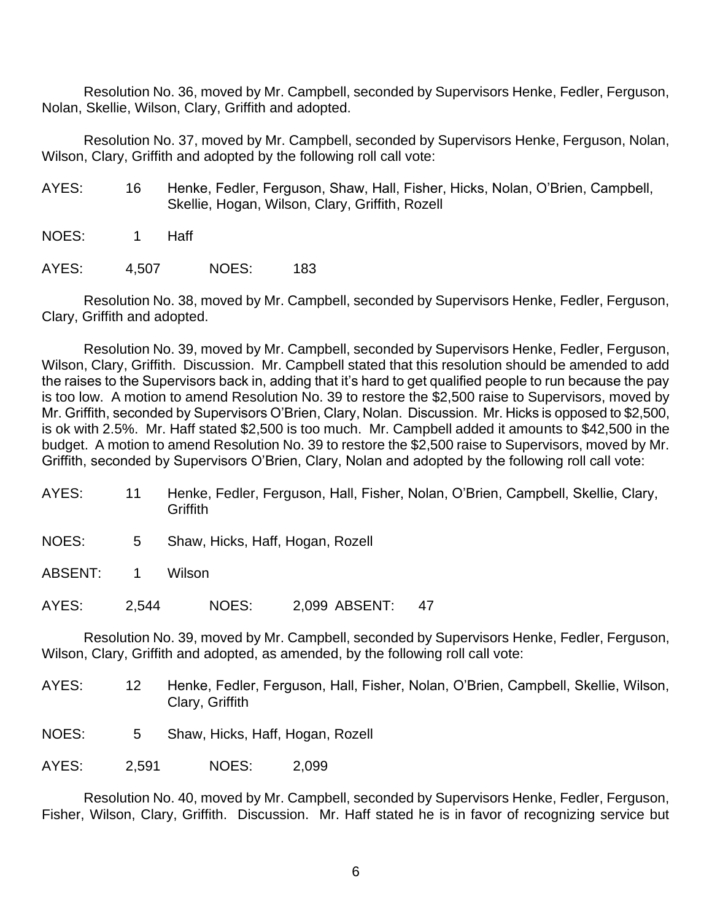Resolution No. 36, moved by Mr. Campbell, seconded by Supervisors Henke, Fedler, Ferguson, Nolan, Skellie, Wilson, Clary, Griffith and adopted.

Resolution No. 37, moved by Mr. Campbell, seconded by Supervisors Henke, Ferguson, Nolan, Wilson, Clary, Griffith and adopted by the following roll call vote:

AYES: 16 Henke, Fedler, Ferguson, Shaw, Hall, Fisher, Hicks, Nolan, O'Brien, Campbell, Skellie, Hogan, Wilson, Clary, Griffith, Rozell

NOES: 1 Haff

AYES: 4,507 NOES: 183

Resolution No. 38, moved by Mr. Campbell, seconded by Supervisors Henke, Fedler, Ferguson, Clary, Griffith and adopted.

Resolution No. 39, moved by Mr. Campbell, seconded by Supervisors Henke, Fedler, Ferguson, Wilson, Clary, Griffith. Discussion. Mr. Campbell stated that this resolution should be amended to add the raises to the Supervisors back in, adding that it's hard to get qualified people to run because the pay is too low. A motion to amend Resolution No. 39 to restore the $2,500 raise to Supervisors, moved by Mr. Griffith, seconded by Supervisors O'Brien, Clary, Nolan. Discussion. Mr. Hicks is opposed to $2,500, is ok with 2.5%. Mr. Haff stated $2,500 is too much. Mr. Campbell added it amounts to $42,500 in the budget. A motion to amend Resolution No. 39 to restore the $2,500 raise to Supervisors, moved by Mr. Griffith, seconded by Supervisors O'Brien, Clary, Nolan and adopted by the following roll call vote:

AYES: 11 Henke, Fedler, Ferguson, Hall, Fisher, Nolan, O'Brien, Campbell, Skellie, Clary, Griffith

NOES: 5 Shaw, Hicks, Haff, Hogan, Rozell

ABSENT: 1 Wilson

AYES: 2,544 NOES: 2,099 ABSENT: 47

Resolution No. 39, moved by Mr. Campbell, seconded by Supervisors Henke, Fedler, Ferguson, Wilson, Clary, Griffith and adopted, as amended, by the following roll call vote:

AYES: 12 Henke, Fedler, Ferguson, Hall, Fisher, Nolan, O'Brien, Campbell, Skellie, Wilson, Clary, Griffith

NOES: 5 Shaw, Hicks, Haff, Hogan, Rozell

AYES: 2,591 NOES: 2,099

Resolution No. 40, moved by Mr. Campbell, seconded by Supervisors Henke, Fedler, Ferguson, Fisher, Wilson, Clary, Griffith. Discussion. Mr. Haff stated he is in favor of recognizing service but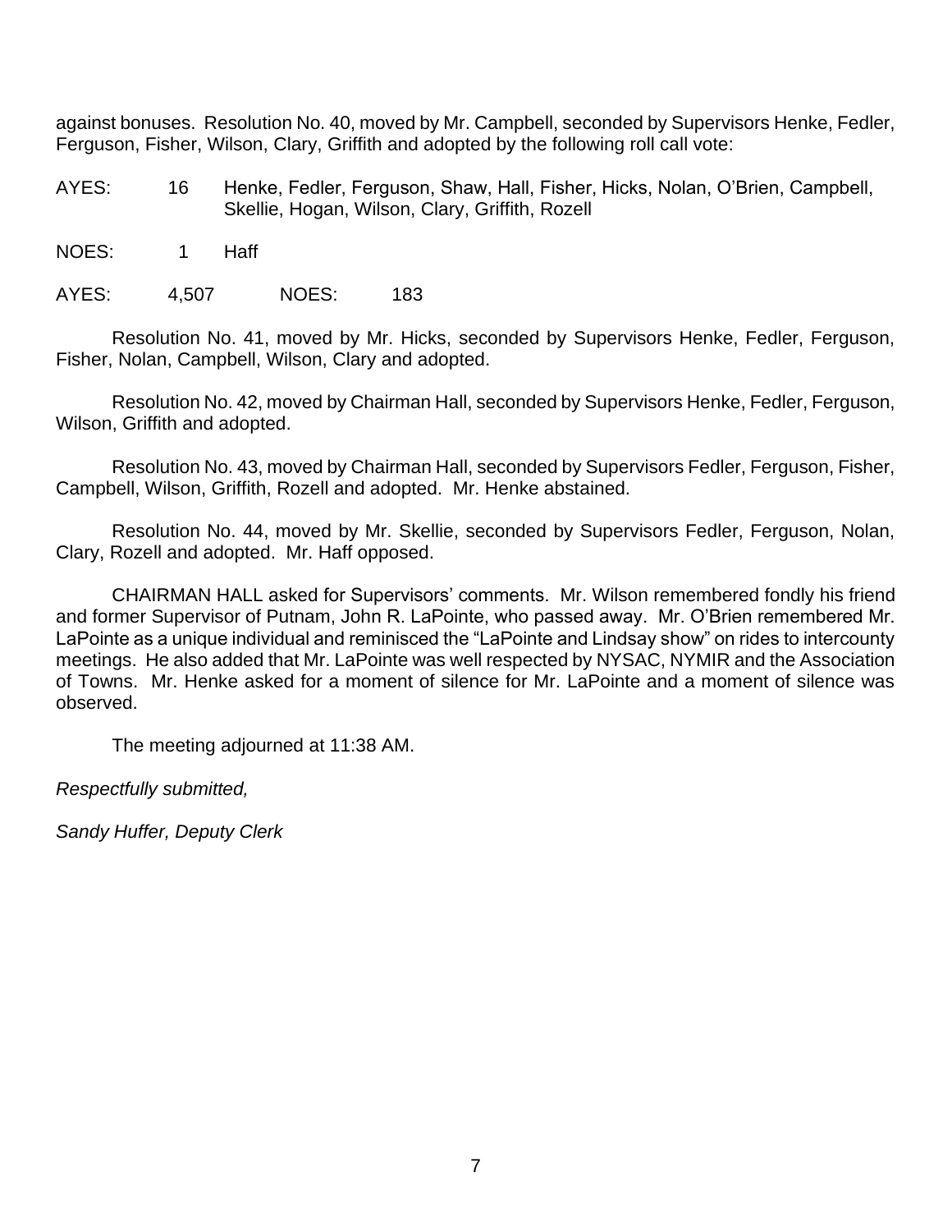against bonuses. Resolution No. 40, moved by Mr. Campbell, seconded by Supervisors Henke, Fedler, Ferguson, Fisher, Wilson, Clary, Griffith and adopted by the following roll call vote:

AYES: 16 Henke, Fedler, Ferguson, Shaw, Hall, Fisher, Hicks, Nolan, O'Brien, Campbell, Skellie, Hogan, Wilson, Clary, Griffith, Rozell

NOES: 1 Haff

AYES: 4,507 NOES: 183

Resolution No. 41, moved by Mr. Hicks, seconded by Supervisors Henke, Fedler, Ferguson, Fisher, Nolan, Campbell, Wilson, Clary and adopted.

Resolution No. 42, moved by Chairman Hall, seconded by Supervisors Henke, Fedler, Ferguson, Wilson, Griffith and adopted.

Resolution No. 43, moved by Chairman Hall, seconded by Supervisors Fedler, Ferguson, Fisher, Campbell, Wilson, Griffith, Rozell and adopted. Mr. Henke abstained.

Resolution No. 44, moved by Mr. Skellie, seconded by Supervisors Fedler, Ferguson, Nolan, Clary, Rozell and adopted. Mr. Haff opposed.

CHAIRMAN HALL asked for Supervisors' comments. Mr. Wilson remembered fondly his friend and former Supervisor of Putnam, John R. LaPointe, who passed away. Mr. O'Brien remembered Mr. LaPointe as a unique individual and reminisced the "LaPointe and Lindsay show" on rides to intercounty meetings. He also added that Mr. LaPointe was well respected by NYSAC, NYMIR and the Association of Towns. Mr. Henke asked for a moment of silence for Mr. LaPointe and a moment of silence was observed.

The meeting adjourned at 11:38 AM.

*Respectfully submitted,*

*Sandy Huffer, Deputy Clerk*